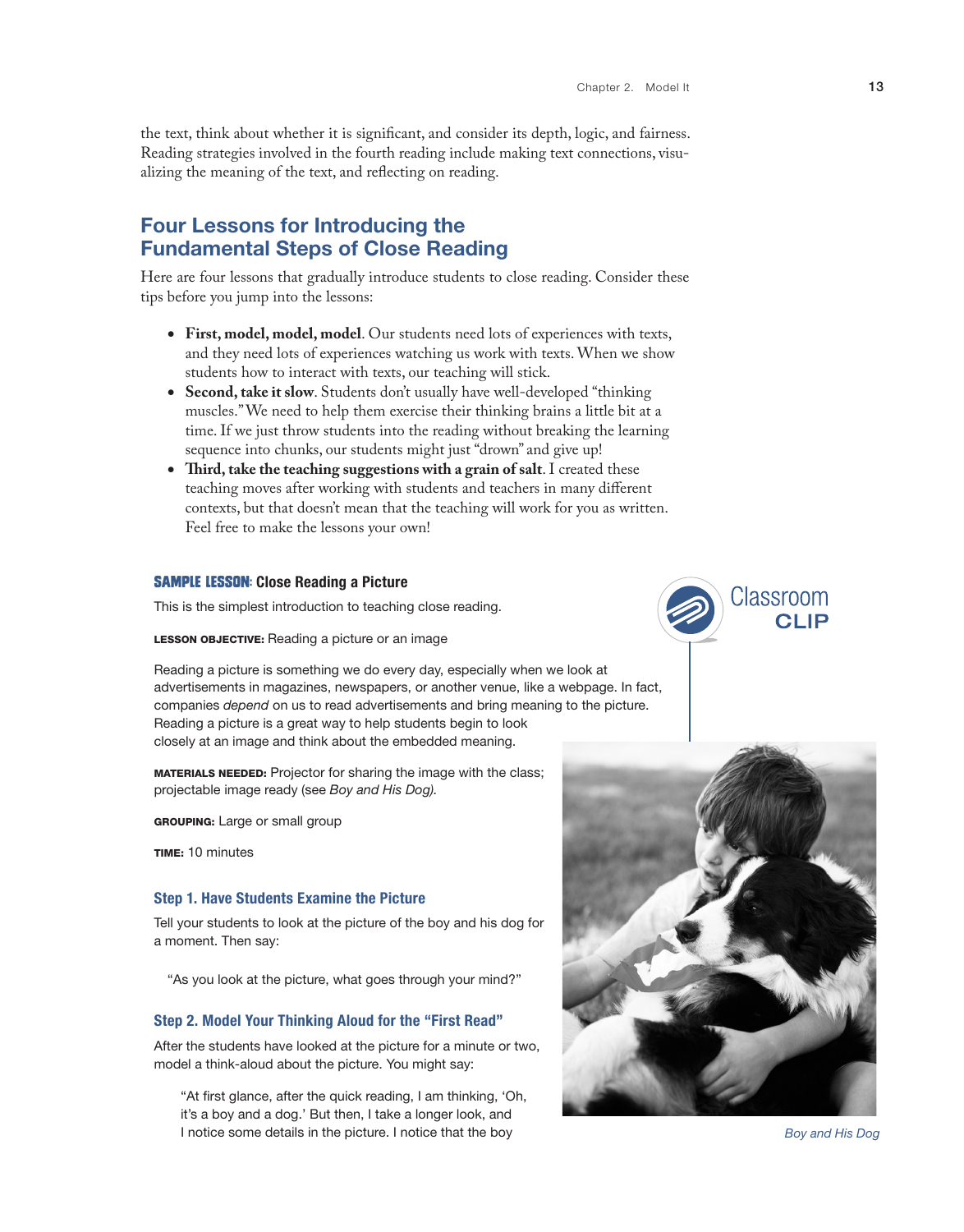the text, think about whether it is significant, and consider its depth, logic, and fairness. Reading strategies involved in the fourth reading include making text connections, visualizing the meaning of the text, and reflecting on reading.

## Four Lessons for Introducing the Fundamental Steps of Close Reading

Here are four lessons that gradually introduce students to close reading. Consider these tips before you jump into the lessons:

- **First, model, model, model**. Our students need lots of experiences with texts, and they need lots of experiences watching us work with texts. When we show students how to interact with texts, our teaching will stick.
- **Second, take it slow**. Students don't usually have well-developed "thinking muscles." We need to help them exercise their thinking brains a little bit at a time. If we just throw students into the reading without breaking the learning sequence into chunks, our students might just "drown" and give up!
- **Third, take the teaching suggestions with a grain of salt**. I created these teaching moves after working with students and teachers in many different contexts, but that doesn't mean that the teaching will work for you as written. Feel free to make the lessons your own!

### SAMPLE LESSON: Close Reading a Picture

Classroom CLIP

This is the simplest introduction to teaching close reading.

**LESSON OBJECTIVE:** Reading a picture or an image

Reading a picture is something we do every day, especially when we look at advertisements in magazines, newspapers, or another venue, like a webpage. In fact, companies *depend* on us to read advertisements and bring meaning to the picture. Reading a picture is a great way to help students begin to look closely at an image and think about the embedded meaning.

**MATERIALS NEEDED:** Projector for sharing the image with the class; projectable image ready (see *Boy and His Dog*).

**GROUPING:** Large or small group

**TIME:** 10 minutes

#### Step 1. Have Students Examine the Picture

Tell your students to look at the picture of the boy and his dog for a moment. Then say:

> "As you look at the picture, what goes through your mind?"

#### Step 2. Model Your Thinking Aloud for the "First Read"

After the students have looked at the picture for a minute or two, model a think-aloud about the picture. You might say:

> "At first glance, after the quick reading, I am thinking, 'Oh, it's a boy and a dog.' But then, I take a longer look, and I notice some details in the picture. I notice that the boy

*Boy and His Dog*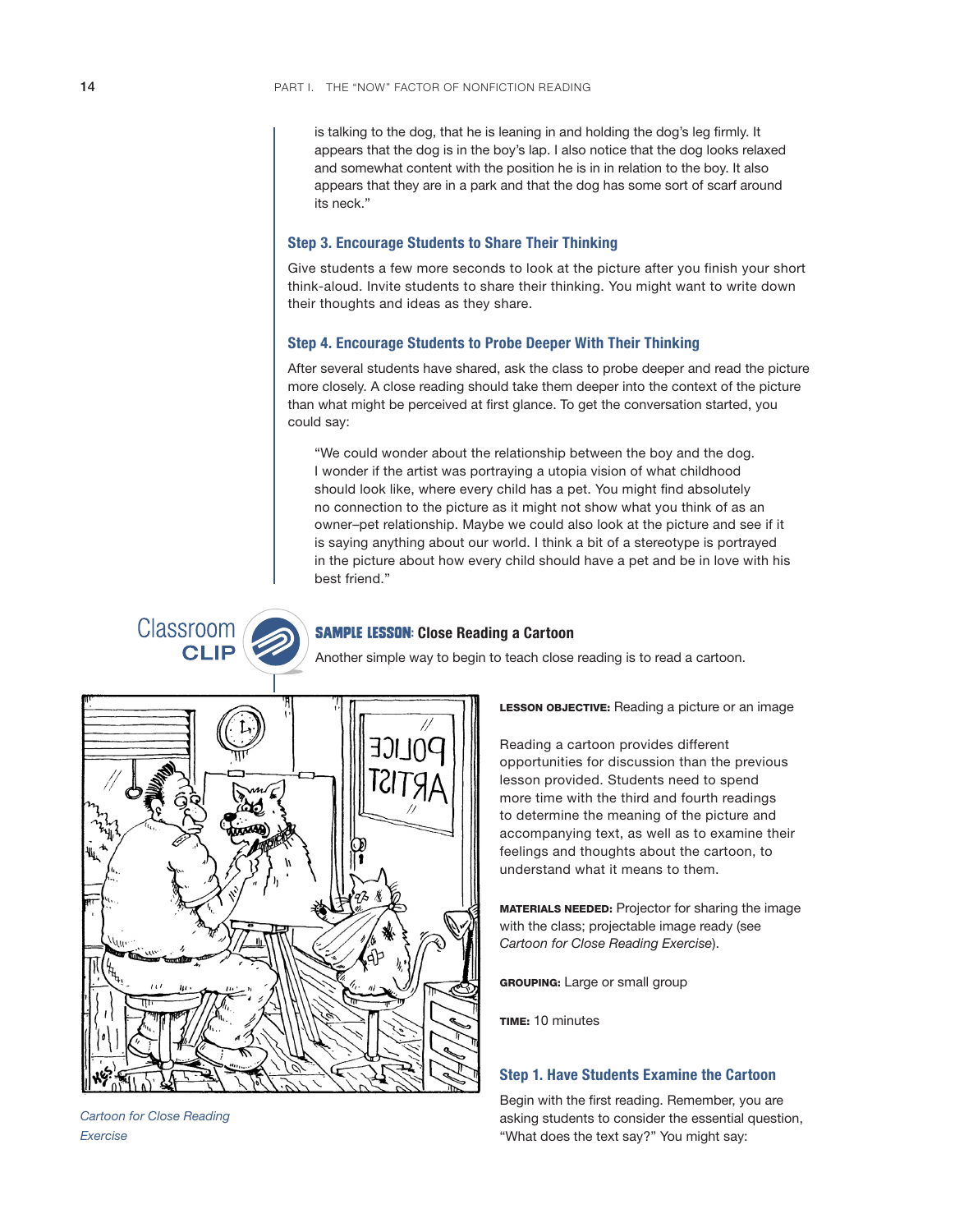is talking to the dog, that he is leaning in and holding the dog's leg firmly. It appears that the dog is in the boy's lap. I also notice that the dog looks relaxed and somewhat content with the position he is in in relation to the boy. It also appears that they are in a park and that the dog has some sort of scarf around its neck."

### Step 3. Encourage Students to Share Their Thinking

Give students a few more seconds to look at the picture after you finish your short think-aloud. Invite students to share their thinking. You might want to write down their thoughts and ideas as they share.

### Step 4. Encourage Students to Probe Deeper With Their Thinking

After several students have shared, ask the class to probe deeper and read the picture more closely. A close reading should take them deeper into the context of the picture than what might be perceived at first glance. To get the conversation started, you could say:

> "We could wonder about the relationship between the boy and the dog. I wonder if the artist was portraying a utopia vision of what childhood should look like, where every child has a pet. You might find absolutely no connection to the picture as it might not show what you think of as an owner–pet relationship. Maybe we could also look at the picture and see if it is saying anything about our world. I think a bit of a stereotype is portrayed in the picture about how every child should have a pet and be in love with his best friend."

Classroom CLIP

## SAMPLE LESSON: Close Reading a Cartoon

Another simple way to begin to teach close reading is to read a cartoon.

*Cartoon for Close Reading Exercise*

**LESSON OBJECTIVE:** Reading a picture or an image

Reading a cartoon provides different opportunities for discussion than the previous lesson provided. Students need to spend more time with the third and fourth readings to determine the meaning of the picture and accompanying text, as well as to examine their feelings and thoughts about the cartoon, to understand what it means to them.

**MATERIALS NEEDED:** Projector for sharing the image with the class; projectable image ready (see *Cartoon for Close Reading Exercise*).

**GROUPING:** Large or small group

**TIME:** 10 minutes

### Step 1. Have Students Examine the Cartoon

Begin with the first reading. Remember, you are asking students to consider the essential question, "What does the text say?" You might say: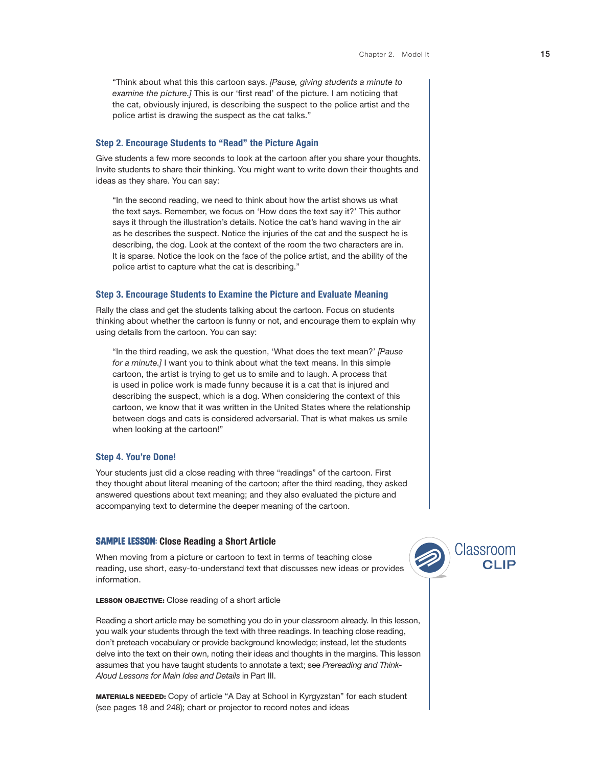"Think about what this this cartoon says. *[Pause, giving students a minute to examine the picture.]* This is our 'first read' of the picture. I am noticing that the cat, obviously injured, is describing the suspect to the police artist and the police artist is drawing the suspect as the cat talks."

### Step 2. Encourage Students to "Read" the Picture Again

Give students a few more seconds to look at the cartoon after you share your thoughts. Invite students to share their thinking. You might want to write down their thoughts and ideas as they share. You can say:

"In the second reading, we need to think about how the artist shows us what the text says. Remember, we focus on 'How does the text say it?' This author says it through the illustration's details. Notice the cat's hand waving in the air as he describes the suspect. Notice the injuries of the cat and the suspect he is describing, the dog. Look at the context of the room the two characters are in. It is sparse. Notice the look on the face of the police artist, and the ability of the police artist to capture what the cat is describing."

### Step 3. Encourage Students to Examine the Picture and Evaluate Meaning

Rally the class and get the students talking about the cartoon. Focus on students thinking about whether the cartoon is funny or not, and encourage them to explain why using details from the cartoon. You can say:

"In the third reading, we ask the question, 'What does the text mean?' *[Pause for a minute.]* I want you to think about what the text means. In this simple cartoon, the artist is trying to get us to smile and to laugh. A process that is used in police work is made funny because it is a cat that is injured and describing the suspect, which is a dog. When considering the context of this cartoon, we know that it was written in the United States where the relationship between dogs and cats is considered adversarial. That is what makes us smile when looking at the cartoon!"

### Step 4. You're Done!

Your students just did a close reading with three "readings" of the cartoon. First they thought about literal meaning of the cartoon; after the third reading, they asked answered questions about text meaning; and they also evaluated the picture and accompanying text to determine the deeper meaning of the cartoon.

## SAMPLE LESSON: Close Reading a Short Article

Classroom **CLIP**

When moving from a picture or cartoon to text in terms of teaching close reading, use short, easy-to-understand text that discusses new ideas or provides information.

**LESSON OBJECTIVE:** Close reading of a short article

Reading a short article may be something you do in your classroom already. In this lesson, you walk your students through the text with three readings. In teaching close reading, don't preteach vocabulary or provide background knowledge; instead, let the students delve into the text on their own, noting their ideas and thoughts in the margins. This lesson assumes that you have taught students to annotate a text; see *Prereading and Think-Aloud Lessons for Main Idea and Details* in Part III.

**MATERIALS NEEDED:** Copy of article "A Day at School in Kyrgyzstan" for each student (see pages 18 and 248); chart or projector to record notes and ideas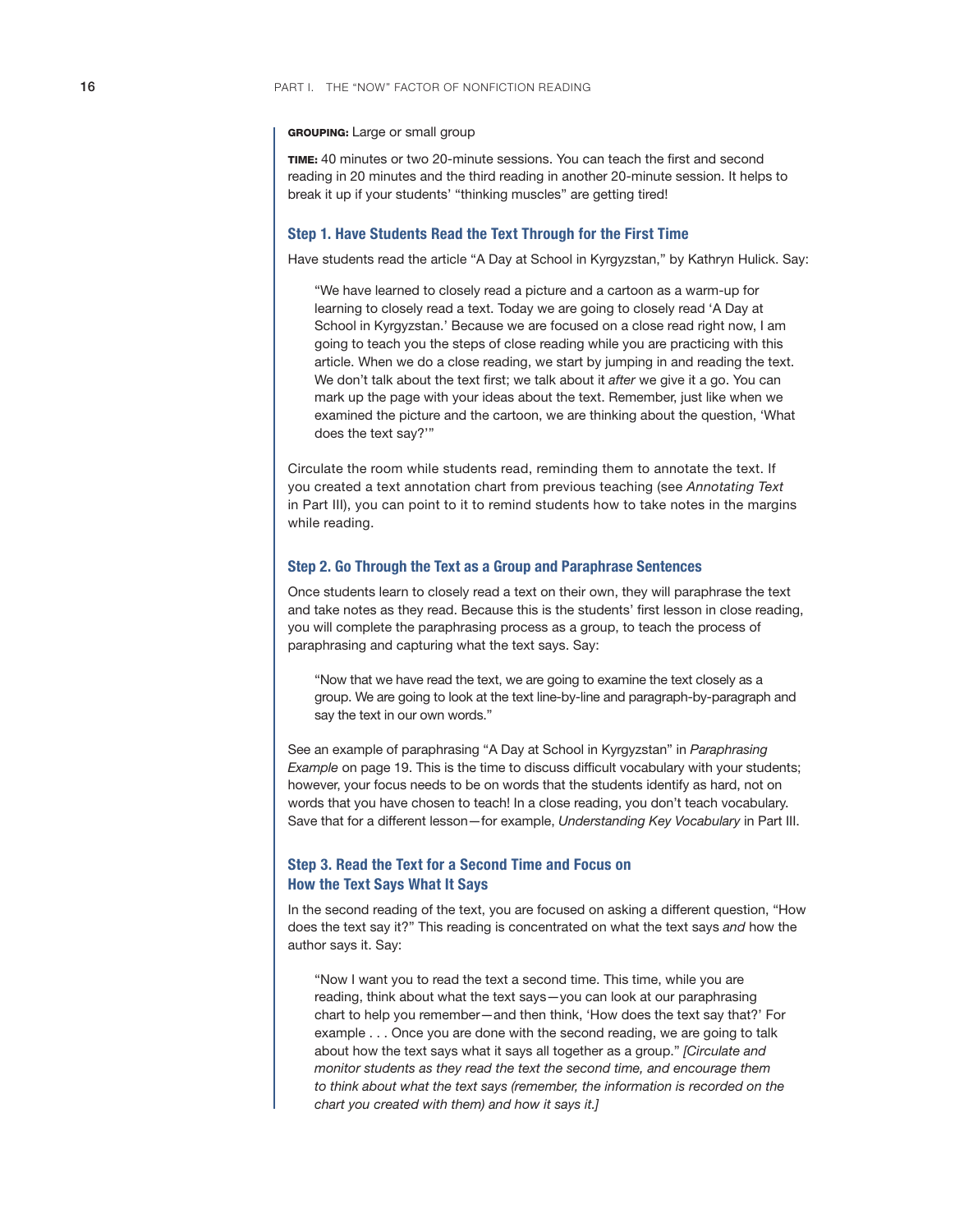**GROUPING:** Large or small group

**TIME:** 40 minutes or two 20-minute sessions. You can teach the first and second reading in 20 minutes and the third reading in another 20-minute session. It helps to break it up if your students' "thinking muscles" are getting tired!

### Step 1. Have Students Read the Text Through for the First Time

Have students read the article "A Day at School in Kyrgyzstan," by Kathryn Hulick. Say:

> "We have learned to closely read a picture and a cartoon as a warm-up for learning to closely read a text. Today we are going to closely read 'A Day at School in Kyrgyzstan.' Because we are focused on a close read right now, I am going to teach you the steps of close reading while you are practicing with this article. When we do a close reading, we start by jumping in and reading the text. We don't talk about the text first; we talk about it *after* we give it a go. You can mark up the page with your ideas about the text. Remember, just like when we examined the picture and the cartoon, we are thinking about the question, 'What does the text say?'"

Circulate the room while students read, reminding them to annotate the text. If you created a text annotation chart from previous teaching (see *Annotating Text* in Part III), you can point to it to remind students how to take notes in the margins while reading.

### Step 2. Go Through the Text as a Group and Paraphrase Sentences

Once students learn to closely read a text on their own, they will paraphrase the text and take notes as they read. Because this is the students' first lesson in close reading, you will complete the paraphrasing process as a group, to teach the process of paraphrasing and capturing what the text says. Say:

> "Now that we have read the text, we are going to examine the text closely as a group. We are going to look at the text line-by-line and paragraph-by-paragraph and say the text in our own words."

See an example of paraphrasing "A Day at School in Kyrgyzstan" in *Paraphrasing Example* on page 19. This is the time to discuss difficult vocabulary with your students; however, your focus needs to be on words that the students identify as hard, not on words that you have chosen to teach! In a close reading, you don't teach vocabulary. Save that for a different lesson—for example, *Understanding Key Vocabulary* in Part III.

### Step 3. Read the Text for a Second Time and Focus on How the Text Says What It Says

In the second reading of the text, you are focused on asking a different question, "How does the text say it?" This reading is concentrated on what the text says *and* how the author says it. Say:

> "Now I want you to read the text a second time. This time, while you are reading, think about what the text says—you can look at our paraphrasing chart to help you remember—and then think, 'How does the text say that?' For example . . . Once you are done with the second reading, we are going to talk about how the text says what it says all together as a group." *[Circulate and monitor students as they read the text the second time, and encourage them to think about what the text says (remember, the information is recorded on the chart you created with them) and how it says it.]*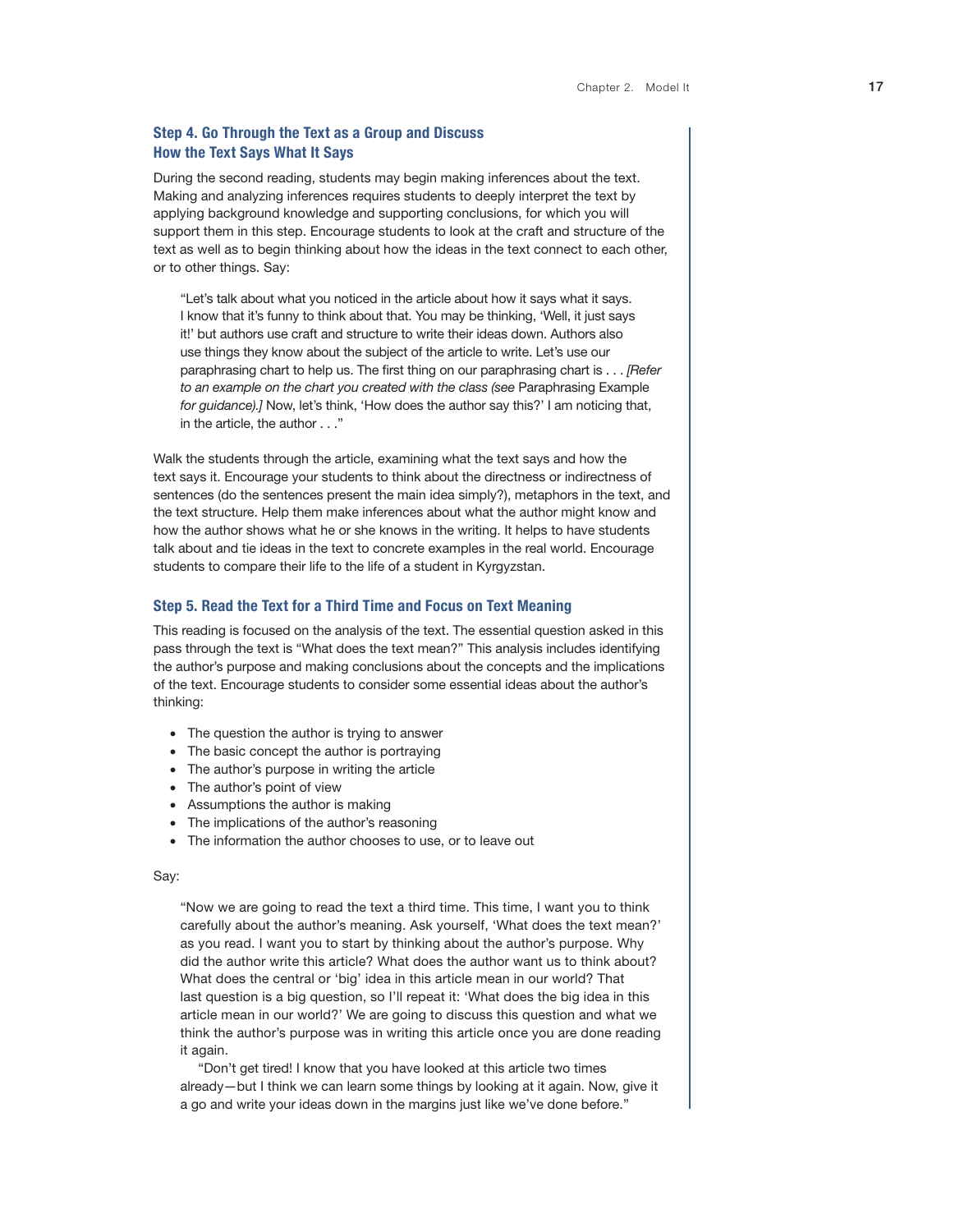### Step 4. Go Through the Text as a Group and Discuss How the Text Says What It Says

During the second reading, students may begin making inferences about the text. Making and analyzing inferences requires students to deeply interpret the text by applying background knowledge and supporting conclusions, for which you will support them in this step. Encourage students to look at the craft and structure of the text as well as to begin thinking about how the ideas in the text connect to each other, or to other things. Say:

> "Let's talk about what you noticed in the article about how it says what it says. I know that it's funny to think about that. You may be thinking, 'Well, it just says it!' but authors use craft and structure to write their ideas down. Authors also use things they know about the subject of the article to write. Let's use our paraphrasing chart to help us. The first thing on our paraphrasing chart is . . . *[Refer to an example on the chart you created with the class (see* Paraphrasing Example *for guidance).]* Now, let's think, 'How does the author say this?' I am noticing that, in the article, the author . . ."

Walk the students through the article, examining what the text says and how the text says it. Encourage your students to think about the directness or indirectness of sentences (do the sentences present the main idea simply?), metaphors in the text, and the text structure. Help them make inferences about what the author might know and how the author shows what he or she knows in the writing. It helps to have students talk about and tie ideas in the text to concrete examples in the real world. Encourage students to compare their life to the life of a student in Kyrgyzstan.

### Step 5. Read the Text for a Third Time and Focus on Text Meaning

This reading is focused on the analysis of the text. The essential question asked in this pass through the text is "What does the text mean?" This analysis includes identifying the author's purpose and making conclusions about the concepts and the implications of the text. Encourage students to consider some essential ideas about the author's thinking:

- The question the author is trying to answer
- The basic concept the author is portraying
- The author's purpose in writing the article
- The author's point of view
- Assumptions the author is making
- The implications of the author's reasoning
- The information the author chooses to use, or to leave out

Say:

> "Now we are going to read the text a third time. This time, I want you to think carefully about the author's meaning. Ask yourself, 'What does the text mean?' as you read. I want you to start by thinking about the author's purpose. Why did the author write this article? What does the author want us to think about? What does the central or 'big' idea in this article mean in our world? That last question is a big question, so I'll repeat it: 'What does the big idea in this article mean in our world?' We are going to discuss this question and what we think the author's purpose was in writing this article once you are done reading it again.
>
> "Don't get tired! I know that you have looked at this article two times already—but I think we can learn some things by looking at it again. Now, give it a go and write your ideas down in the margins just like we've done before."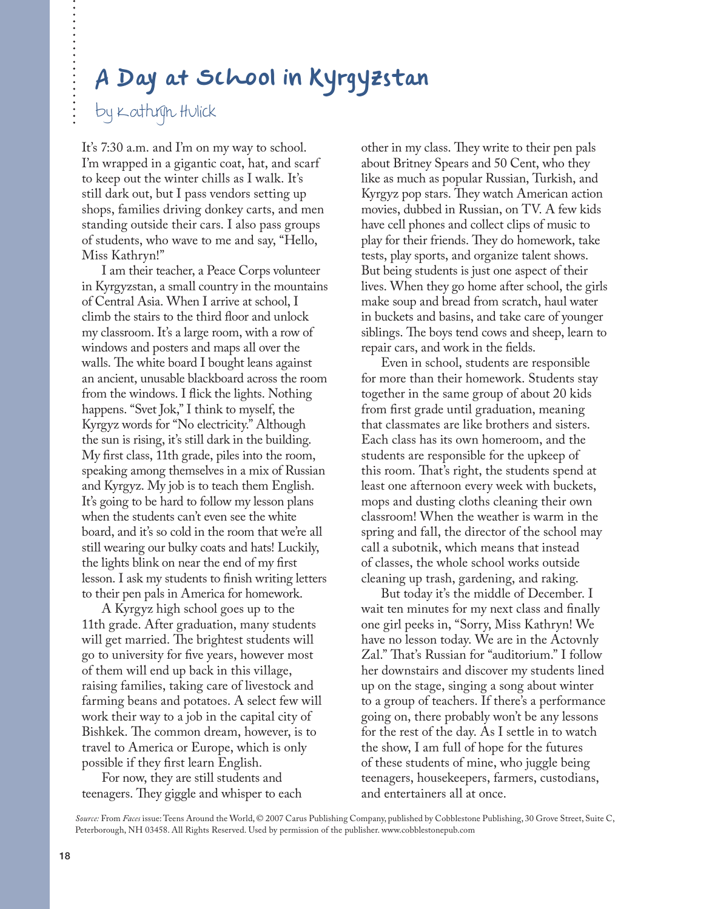# A Day at School in Kyrgyzstan

by Kathryn Hulick

It's 7:30 a.m. and I'm on my way to school. I'm wrapped in a gigantic coat, hat, and scarf to keep out the winter chills as I walk. It's still dark out, but I pass vendors setting up shops, families driving donkey carts, and men standing outside their cars. I also pass groups of students, who wave to me and say, "Hello, Miss Kathryn!"

I am their teacher, a Peace Corps volunteer in Kyrgyzstan, a small country in the mountains of Central Asia. When I arrive at school, I climb the stairs to the third floor and unlock my classroom. It's a large room, with a row of windows and posters and maps all over the walls. The white board I bought leans against an ancient, unusable blackboard across the room from the windows. I flick the lights. Nothing happens. "Svet Jok," I think to myself, the Kyrgyz words for "No electricity." Although the sun is rising, it's still dark in the building. My first class, 11th grade, piles into the room, speaking among themselves in a mix of Russian and Kyrgyz. My job is to teach them English. It's going to be hard to follow my lesson plans when the students can't even see the white board, and it's so cold in the room that we're all still wearing our bulky coats and hats! Luckily, the lights blink on near the end of my first lesson. I ask my students to finish writing letters to their pen pals in America for homework.

A Kyrgyz high school goes up to the 11th grade. After graduation, many students will get married. The brightest students will go to university for five years, however most of them will end up back in this village, raising families, taking care of livestock and farming beans and potatoes. A select few will work their way to a job in the capital city of Bishkek. The common dream, however, is to travel to America or Europe, which is only possible if they first learn English.

For now, they are still students and teenagers. They giggle and whisper to each other in my class. They write to their pen pals about Britney Spears and 50 Cent, who they like as much as popular Russian, Turkish, and Kyrgyz pop stars. They watch American action movies, dubbed in Russian, on TV. A few kids have cell phones and collect clips of music to play for their friends. They do homework, take tests, play sports, and organize talent shows. But being students is just one aspect of their lives. When they go home after school, the girls make soup and bread from scratch, haul water in buckets and basins, and take care of younger siblings. The boys tend cows and sheep, learn to repair cars, and work in the fields.

Even in school, students are responsible for more than their homework. Students stay together in the same group of about 20 kids from first grade until graduation, meaning that classmates are like brothers and sisters. Each class has its own homeroom, and the students are responsible for the upkeep of this room. That's right, the students spend at least one afternoon every week with buckets, mops and dusting cloths cleaning their own classroom! When the weather is warm in the spring and fall, the director of the school may call a subotnik, which means that instead of classes, the whole school works outside cleaning up trash, gardening, and raking.

But today it's the middle of December. I wait ten minutes for my next class and finally one girl peeks in, "Sorry, Miss Kathryn! We have no lesson today. We are in the Actovnly Zal." That's Russian for "auditorium." I follow her downstairs and discover my students lined up on the stage, singing a song about winter to a group of teachers. If there's a performance going on, there probably won't be any lessons for the rest of the day. As I settle in to watch the show, I am full of hope for the futures of these students of mine, who juggle being teenagers, housekeepers, farmers, custodians, and entertainers all at once.

*Source:* From *Faces* issue: Teens Around the World, © 2007 Carus Publishing Company, published by Cobblestone Publishing, 30 Grove Street, Suite C, Peterborough, NH 03458. All Rights Reserved. Used by permission of the publisher. www.cobblestonepub.com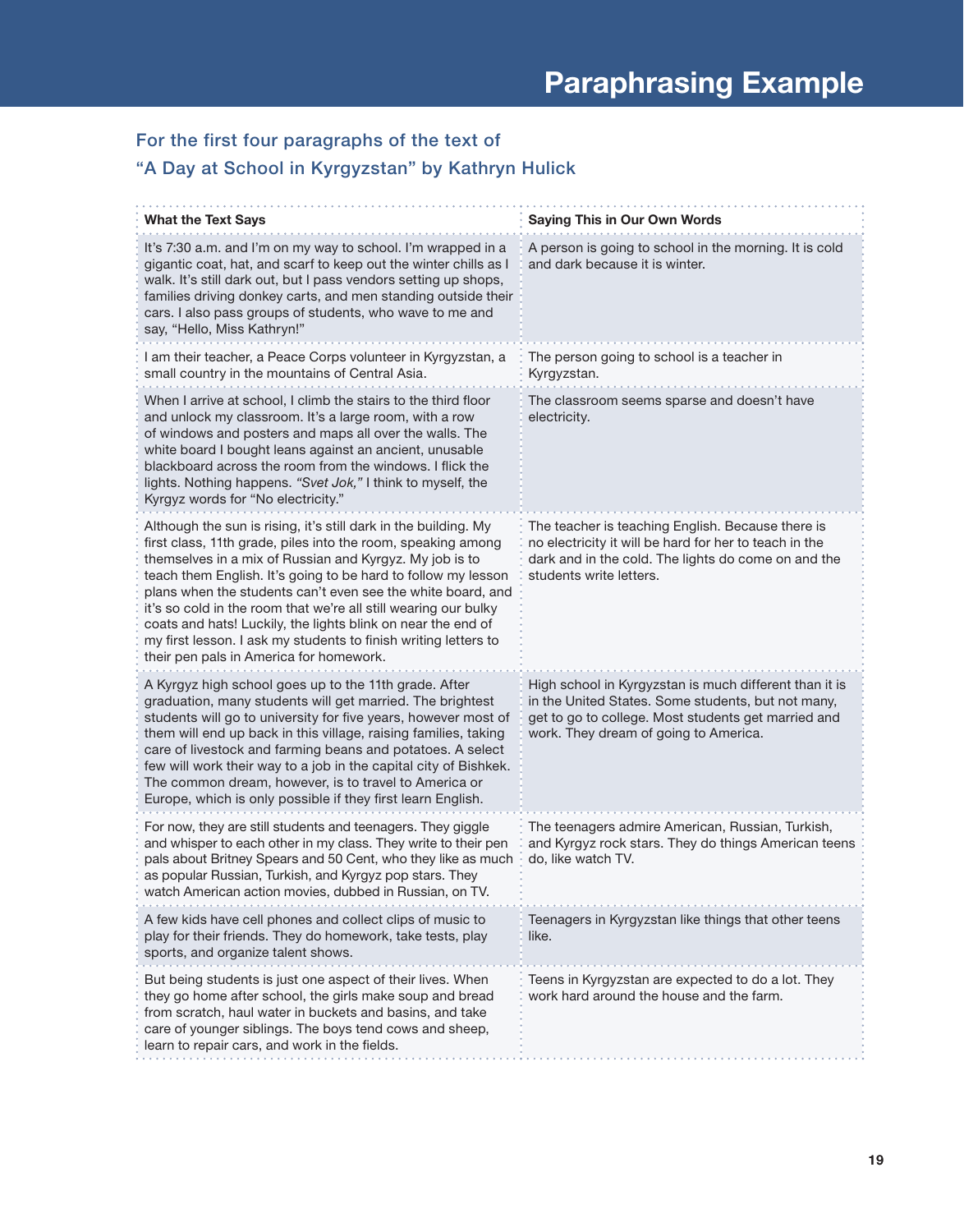# Paraphrasing Example

## For the first four paragraphs of the text of "A Day at School in Kyrgyzstan" by Kathryn Hulick

| What the Text Says | Saying This in Our Own Words |
| --- | --- |
| It's 7:30 a.m. and I'm on my way to school. I'm wrapped in a gigantic coat, hat, and scarf to keep out the winter chills as I walk. It's still dark out, but I pass vendors setting up shops, families driving donkey carts, and men standing outside their cars. I also pass groups of students, who wave to me and say, "Hello, Miss Kathryn!" | A person is going to school in the morning. It is cold and dark because it is winter. |
| I am their teacher, a Peace Corps volunteer in Kyrgyzstan, a small country in the mountains of Central Asia. | The person going to school is a teacher in Kyrgyzstan. |
| When I arrive at school, I climb the stairs to the third floor and unlock my classroom. It's a large room, with a row of windows and posters and maps all over the walls. The white board I bought leans against an ancient, unusable blackboard across the room from the windows. I flick the lights. Nothing happens. *"Svet Jok,"* I think to myself, the Kyrgyz words for "No electricity." | The classroom seems sparse and doesn't have electricity. |
| Although the sun is rising, it's still dark in the building. My first class, 11th grade, piles into the room, speaking among themselves in a mix of Russian and Kyrgyz. My job is to teach them English. It's going to be hard to follow my lesson plans when the students can't even see the white board, and it's so cold in the room that we're all still wearing our bulky coats and hats! Luckily, the lights blink on near the end of my first lesson. I ask my students to finish writing letters to their pen pals in America for homework. | The teacher is teaching English. Because there is no electricity it will be hard for her to teach in the dark and in the cold. The lights do come on and the students write letters. |
| A Kyrgyz high school goes up to the 11th grade. After graduation, many students will get married. The brightest students will go to university for five years, however most of them will end up back in this village, raising families, taking care of livestock and farming beans and potatoes. A select few will work their way to a job in the capital city of Bishkek. The common dream, however, is to travel to America or Europe, which is only possible if they first learn English. | High school in Kyrgyzstan is much different than it is in the United States. Some students, but not many, get to go to college. Most students get married and work. They dream of going to America. |
| For now, they are still students and teenagers. They giggle and whisper to each other in my class. They write to their pen pals about Britney Spears and 50 Cent, who they like as much as popular Russian, Turkish, and Kyrgyz pop stars. They watch American action movies, dubbed in Russian, on TV. | The teenagers admire American, Russian, Turkish, and Kyrgyz rock stars. They do things American teens do, like watch TV. |
| A few kids have cell phones and collect clips of music to play for their friends. They do homework, take tests, play sports, and organize talent shows. | Teenagers in Kyrgyzstan like things that other teens like. |
| But being students is just one aspect of their lives. When they go home after school, the girls make soup and bread from scratch, haul water in buckets and basins, and take care of younger siblings. The boys tend cows and sheep, learn to repair cars, and work in the fields. | Teens in Kyrgyzstan are expected to do a lot. They work hard around the house and the farm. |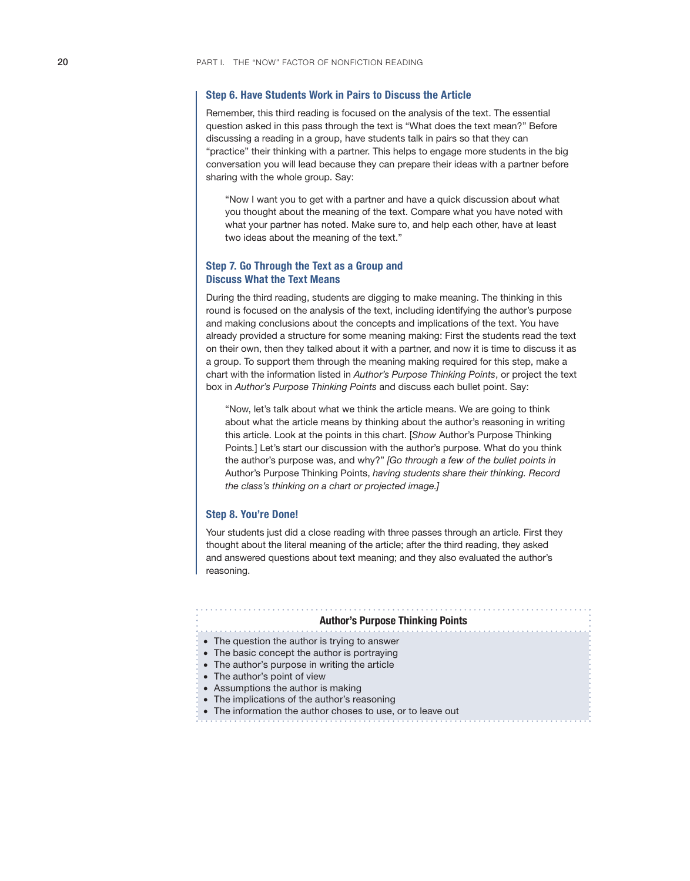### Step 6. Have Students Work in Pairs to Discuss the Article

Remember, this third reading is focused on the analysis of the text. The essential question asked in this pass through the text is "What does the text mean?" Before discussing a reading in a group, have students talk in pairs so that they can "practice" their thinking with a partner. This helps to engage more students in the big conversation you will lead because they can prepare their ideas with a partner before sharing with the whole group. Say:

> "Now I want you to get with a partner and have a quick discussion about what you thought about the meaning of the text. Compare what you have noted with what your partner has noted. Make sure to, and help each other, have at least two ideas about the meaning of the text."

### Step 7. Go Through the Text as a Group and Discuss What the Text Means

During the third reading, students are digging to make meaning. The thinking in this round is focused on the analysis of the text, including identifying the author's purpose and making conclusions about the concepts and implications of the text. You have already provided a structure for some meaning making: First the students read the text on their own, then they talked about it with a partner, and now it is time to discuss it as a group. To support them through the meaning making required for this step, make a chart with the information listed in *Author's Purpose Thinking Points*, or project the text box in *Author's Purpose Thinking Points* and discuss each bullet point. Say:

> "Now, let's talk about what we think the article means. We are going to think about what the article means by thinking about the author's reasoning in writing this article. Look at the points in this chart. [*Show* Author's Purpose Thinking Points.] Let's start our discussion with the author's purpose. What do you think the author's purpose was, and why?" *[Go through a few of the bullet points in* Author's Purpose Thinking Points, *having students share their thinking. Record the class's thinking on a chart or projected image.]*

### Step 8. You're Done!

Your students just did a close reading with three passes through an article. First they thought about the literal meaning of the article; after the third reading, they asked and answered questions about text meaning; and they also evaluated the author's reasoning.

**Author's Purpose Thinking Points**

- The question the author is trying to answer
- The basic concept the author is portraying
- The author's purpose in writing the article
- The author's point of view
- Assumptions the author is making
- The implications of the author's reasoning
- The information the author choses to use, or to leave out